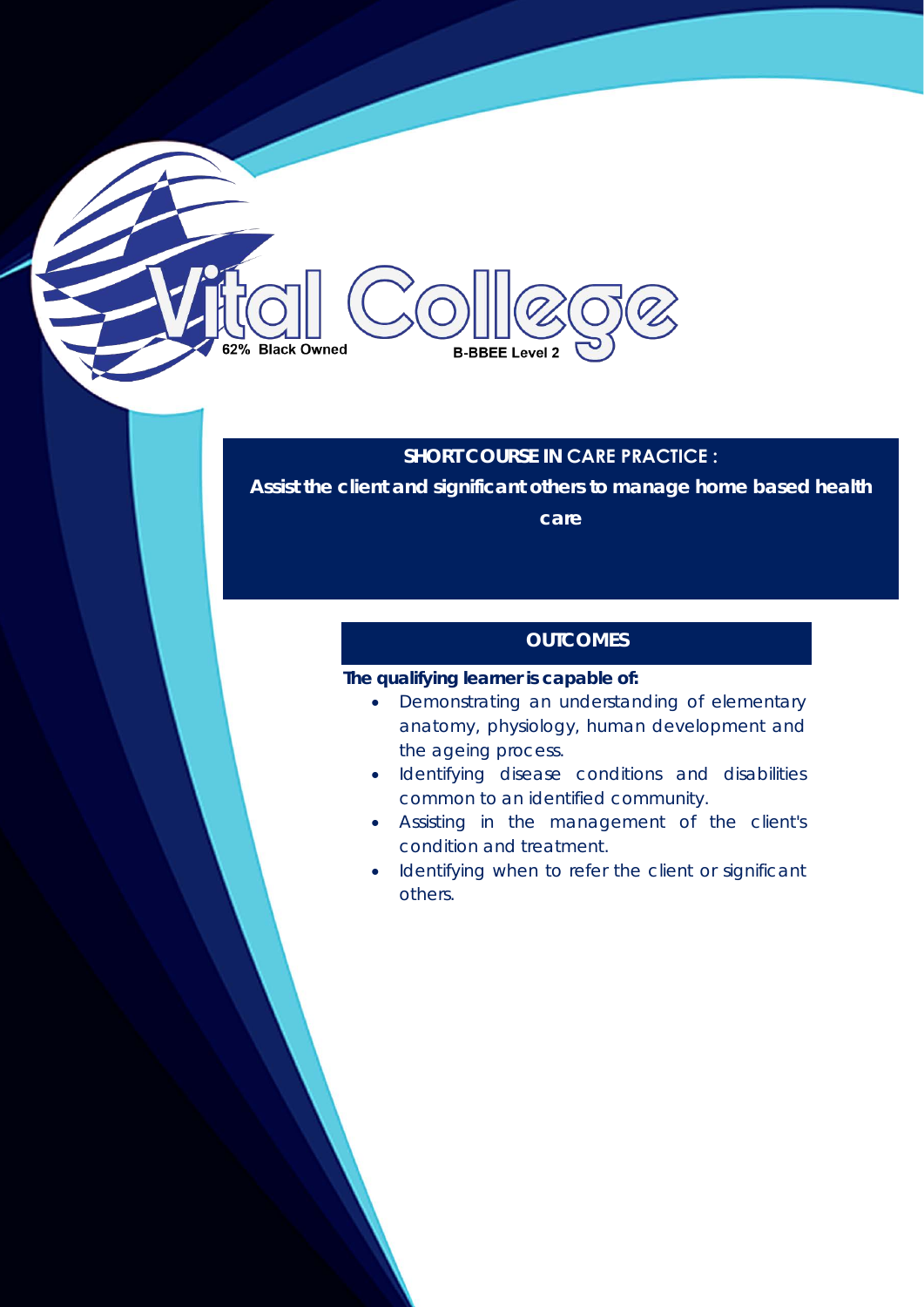Vital College

62% Black Owned

B-BBEE Level 2

# SHORT COURSE IN CARE PRACTICE :

## Assist the client and significant others to manage home based health care

## OUTCOMES

**The qualifying learner is capable of:**

- Demonstrating an understanding of elementary anatomy, physiology, human development and the ageing process.
- Identifying disease conditions and disabilities common to an identified community.
- Assisting in the management of the client's condition and treatment.
- Identifying when to refer the client or significant others.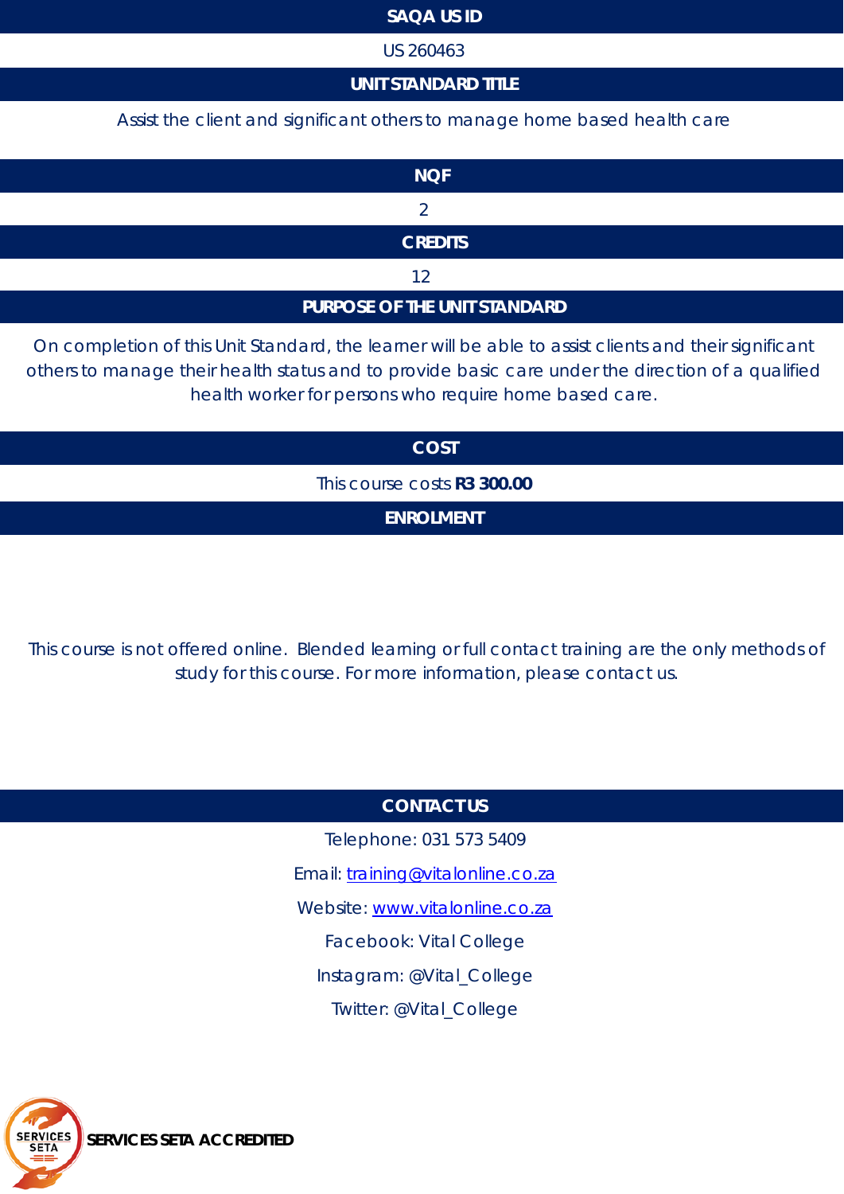## SAQA US ID

US 260463

## UNIT STANDARD TITLE

Assist the client and significant others to manage home based health care

## NQF

2

## CREDITS

12

## PURPOSE OF THE UNIT STANDARD

On completion of this Unit Standard, the learner will be able to assist clients and their significant others to manage their health status and to provide basic care under the direction of a qualified health worker for persons who require home based care.

## COST

This course costs **R3 300.00**

## ENROLMENT

This course is not offered online. Blended learning or full contact training are the only methods of study for this course. For more information, please contact us.

## CONTACT US

Telephone: 031 573 5409

Email: training@vitalonline.co.za

Website: www.vitalonline.co.za

Facebook: Vital College

Instagram: @Vital_College

Twitter: @Vital_College

**SERVICES SETA ACCREDITED**